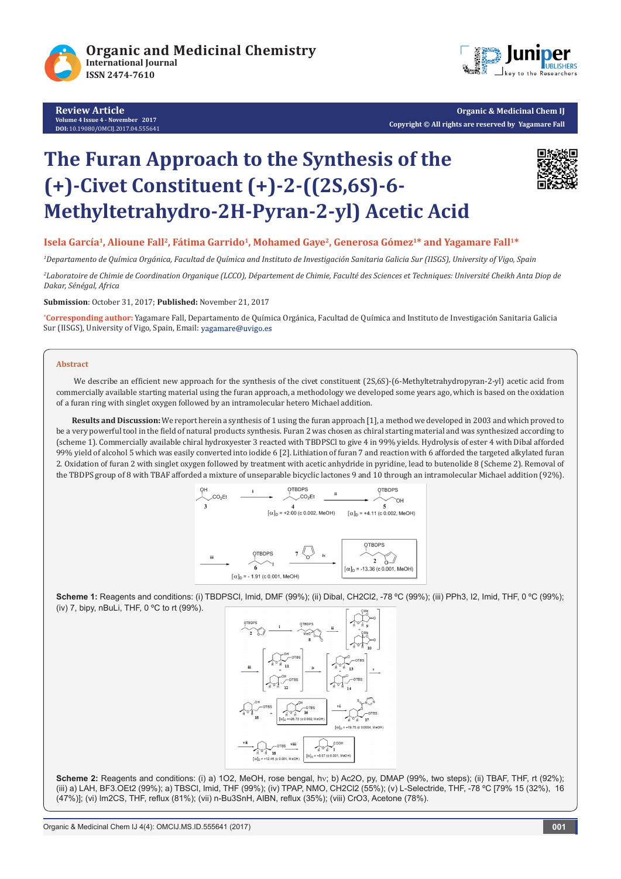# The Furan Approach to the Synthesis of the (+)-Civet Constituent (+)-2-((2S,6S)-6-Methyltetrahydro-2H-Pyran-2-yl) Acetic Acid

**Isela García[1], Alioune Fall[2], Fátima Garrido[1], Mohamed Gaye[2], Generosa Gómez[1]* and Yagamare Fall[1]***

*[1]Departamento de Química Orgánica, Facultad de Química and Instituto de Investigación Sanitaria Galicia Sur (IISGS), University of Vigo, Spain*

*[2]Laboratoire de Chimie de Coordination Organique (LCCO), Département de Chimie, Faculté des Sciences et Techniques: Université Cheikh Anta Diop de Dakar, Sénégal, Africa*

**Submission**: October 31, 2017; **Published:** November 21, 2017

***Corresponding author:** Yagamare Fall, Departamento de Química Orgánica, Facultad de Química and Instituto de Investigación Sanitaria Galicia Sur (IISGS), University of Vigo, Spain, Email: yagamare@uvigo.es

## Abstract

We describe an efficient new approach for the synthesis of the civet constituent (2S,6S)-(6-Methyltetrahydropyran-2-yl) acetic acid from commercially available starting material using the furan approach, a methodology we developed some years ago, which is based on the oxidation of a furan ring with singlet oxygen followed by an intramolecular hetero Michael addition.

**Results and Discussion:** We report herein a synthesis of 1 using the furan approach [1], a method we developed in 2003 and which proved to be a very powerful tool in the field of natural products synthesis. Furan 2 was chosen as chiral starting material and was synthesized according to (scheme 1). Commercially available chiral hydroxyester 3 reacted with TBDPSCl to give 4 in 99% yields. Hydrolysis of ester 4 with Dibal afforded 99% yield of alcohol 5 which was easily converted into iodide 6 [2]. Lithiation of furan 7 and reaction with 6 afforded the targeted alkylated furan 2. Oxidation of furan 2 with singlet oxygen followed by treatment with acetic anhydride in pyridine, lead to butenolide 8 (Scheme 2). Removal of the TBDPS group of 8 with TBAF afforded a mixture of unseparable bicyclic lactones 9 and 10 through an intramolecular Michael addition (92%).

**Scheme 1:** Reagents and conditions: (i) TBDPSCl, Imid, DMF (99%); (ii) Dibal, $CH_2Cl_2$, -78 ºC (99%); (iii) $PPh_3$, $I_2$, Imid, THF, 0 ºC (99%); (iv) 7, bipy, nBuLi, THF, 0 ºC to rt (99%).

**Scheme 2:** Reagents and conditions: (i) a) $^1O_2$, MeOH, rose bengal, hν; b) $Ac_2O$, py, DMAP (99%, two steps); (ii) TBAF, THF, rt (92%); (iii) a) LAH, $BF_3.OEt_2$ (99%); a) TBSCl, Imid, THF (99%); (iv) TPAP, NMO, $CH_2Cl_2$ (55%); (v) L-Selectride, THF, -78 ºC [79% 15 (32%), 16 (47%)]; (vi) $Im_2CS$, THF, reflux (81%); (vii) n-$Bu_3SnH$, AIBN, reflux (35%); (viii) $CrO_3$, Acetone (78%).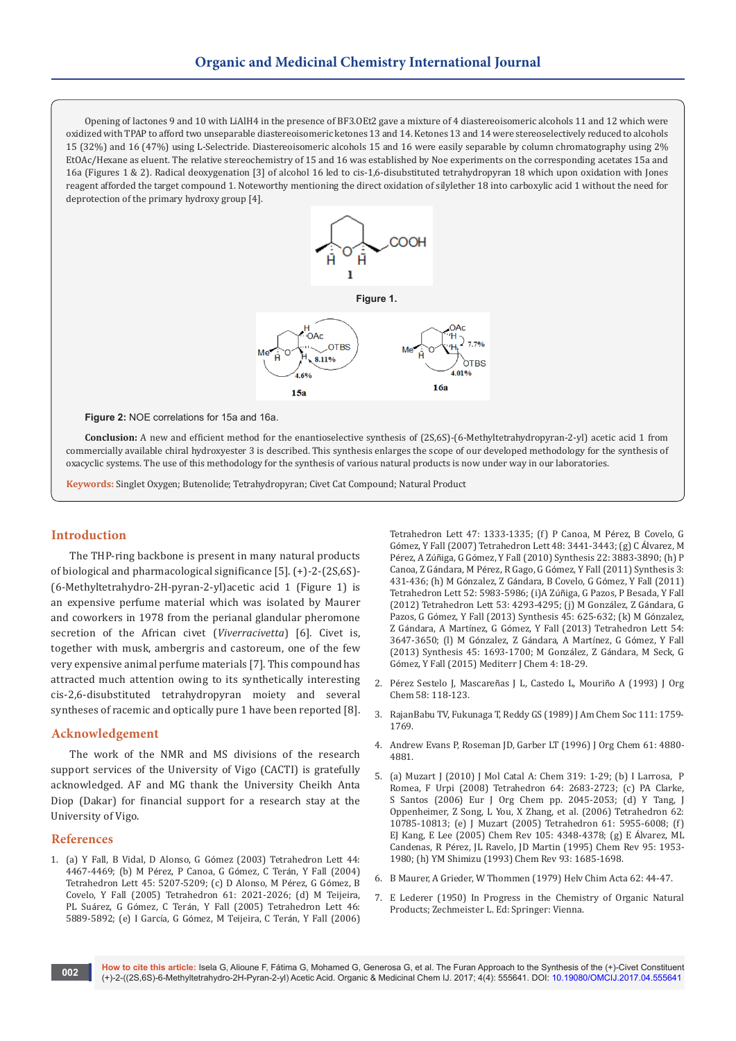Opening of lactones 9 and 10 with $LiAlH_4$ in the presence of $BF_3.OEt_2$ gave a mixture of 4 diastereoisomeric alcohols 11 and 12 which were oxidized with TPAP to afford two unseparable diastereoisomeric ketones 13 and 14. Ketones 13 and 14 were stereoselectively reduced to alcohols 15 (32%) and 16 (47%) using L-Selectride. Diastereoisomeric alcohols 15 and 16 were easily separable by column chromatography using 2% EtOAc/Hexane as eluent. The relative stereochemistry of 15 and 16 was established by Noe experiments on the corresponding acetates 15a and 16a (Figures 1 & 2). Radical deoxygenation [3] of alcohol 16 led to cis-1,6-disubstituted tetrahydropyran 18 which upon oxidation with Jones reagent afforded the target compound 1. Noteworthy mentioning the direct oxidation of silylether 18 into carboxylic acid 1 without the need for deprotection of the primary hydroxy group [4].

**Figure 1.**

**Figure 2:** NOE correlations for 15a and 16a.

**Conclusion:** A new and efficient method for the enantioselective synthesis of (2S,6S)-(6-Methyltetrahydropyran-2-yl) acetic acid 1 from commercially available chiral hydroxyester 3 is described. This synthesis enlarges the scope of our developed methodology for the synthesis of oxacyclic systems. The use of this methodology for the synthesis of various natural products is now under way in our laboratories.

**Keywords:** Singlet Oxygen; Butenolide; Tetrahydropyran; Civet Cat Compound; Natural Product

## Introduction

The THP-ring backbone is present in many natural products of biological and pharmacological significance [5]. (+)-2-(2S,6S)-(6-Methyltetrahydro-2H-pyran-2-yl)acetic acid 1 (Figure 1) is an expensive perfume material which was isolated by Maurer and coworkers in 1978 from the perianal glandular pheromone secretion of the African civet (*Viverracivetta*) [6]. Civet is, together with musk, ambergris and castoreum, one of the few very expensive animal perfume materials [7]. This compound has attracted much attention owing to its synthetically interesting cis-2,6-disubstituted tetrahydropyran moiety and several syntheses of racemic and optically pure 1 have been reported [8].

## Acknowledgement

The work of the NMR and MS divisions of the research support services of the University of Vigo (CACTI) is gratefully acknowledged. AF and MG thank the University Cheikh Anta Diop (Dakar) for financial support for a research stay at the University of Vigo.

## References

1. (a) Y Fall, B Vidal, D Alonso, G Gómez (2003) Tetrahedron Lett 44: 4467-4469; (b) M Pérez, P Canoa, G Gómez, C Terán, Y Fall (2004) Tetrahedron Lett 45: 5207-5209; (c) D Alonso, M Pérez, G Gómez, B Covelo, Y Fall (2005) Tetrahedron 61: 2021-2026; (d) M Teijeira, PL Suárez, G Gómez, C Terán, Y Fall (2005) Tetrahedron Lett 46: 5889-5892; (e) I García, G Gómez, M Teijeira, C Terán, Y Fall (2006) Tetrahedron Lett 47: 1333-1335; (f) P Canoa, M Pérez, B Covelo, G Gómez, Y Fall (2007) Tetrahedron Lett 48: 3441-3443; (g) C Álvarez, M Pérez, A Zúñiga, G Gómez, Y Fall (2010) Synthesis 22: 3883-3890; (h) P Canoa, Z Gándara, M Pérez, R Gago, G Gómez, Y Fall (2011) Synthesis 3: 431-436; (h) M Gónzalez, Z Gándara, B Covelo, G Gómez, Y Fall (2011) Tetrahedron Lett 52: 5983-5986; (i)A Zúñiga, G Pazos, P Besada, Y Fall (2012) Tetrahedron Lett 53: 4293-4295; (j) M González, Z Gándara, G Pazos, G Gómez, Y Fall (2013) Synthesis 45: 625-632; (k) M Gónzalez, Z Gándara, A Martínez, G Gómez, Y Fall (2013) Tetrahedron Lett 54: 3647-3650; (l) M Gónzalez, Z Gándara, A Martínez, G Gómez, Y Fall (2013) Synthesis 45: 1693-1700; M González, Z Gándara, M Seck, G Gómez, Y Fall (2015) Mediterr J Chem 4: 18-29.
2. Pérez Sestelo J, Mascareñas J L, Castedo L, Mouriño A (1993) J Org Chem 58: 118-123.
3. RajanBabu TV, Fukunaga T, Reddy GS (1989) J Am Chem Soc 111: 1759-1769.
4. Andrew Evans P, Roseman JD, Garber LT (1996) J Org Chem 61: 4880-4881.
5. (a) Muzart J (2010) J Mol Catal A: Chem 319: 1-29; (b) I Larrosa, P Romea, F Urpi (2008) Tetrahedron 64: 2683-2723; (c) PA Clarke, S Santos (2006) Eur J Org Chem pp. 2045-2053; (d) Y Tang, J Oppenheimer, Z Song, L You, X Zhang, et al. (2006) Tetrahedron 62: 10785-10813; (e) J Muzart (2005) Tetrahedron 61: 5955-6008; (f) EJ Kang, E Lee (2005) Chem Rev 105: 4348-4378; (g) E Álvarez, ML Candenas, R Pérez, JL Ravelo, JD Martin (1995) Chem Rev 95: 1953-1980; (h) YM Shimizu (1993) Chem Rev 93: 1685-1698.
6. B Maurer, A Grieder, W Thommen (1979) Helv Chim Acta 62: 44-47.
7. E Lederer (1950) In Progress in the Chemistry of Organic Natural Products; Zechmeister L. Ed: Springer: Vienna.

**How to cite this article:** Isela G, Alioune F, Fátima G, Mohamed G, Generosa G, et al. The Furan Approach to the Synthesis of the (+)-Civet Constituent (+)-2-((2S,6S)-6-Methyltetrahydro-2H-Pyran-2-yl) Acetic Acid. Organic & Medicinal Chem IJ. 2017; 4(4): 555641. DOI: 10.19080/OMCIJ.2017.04.555641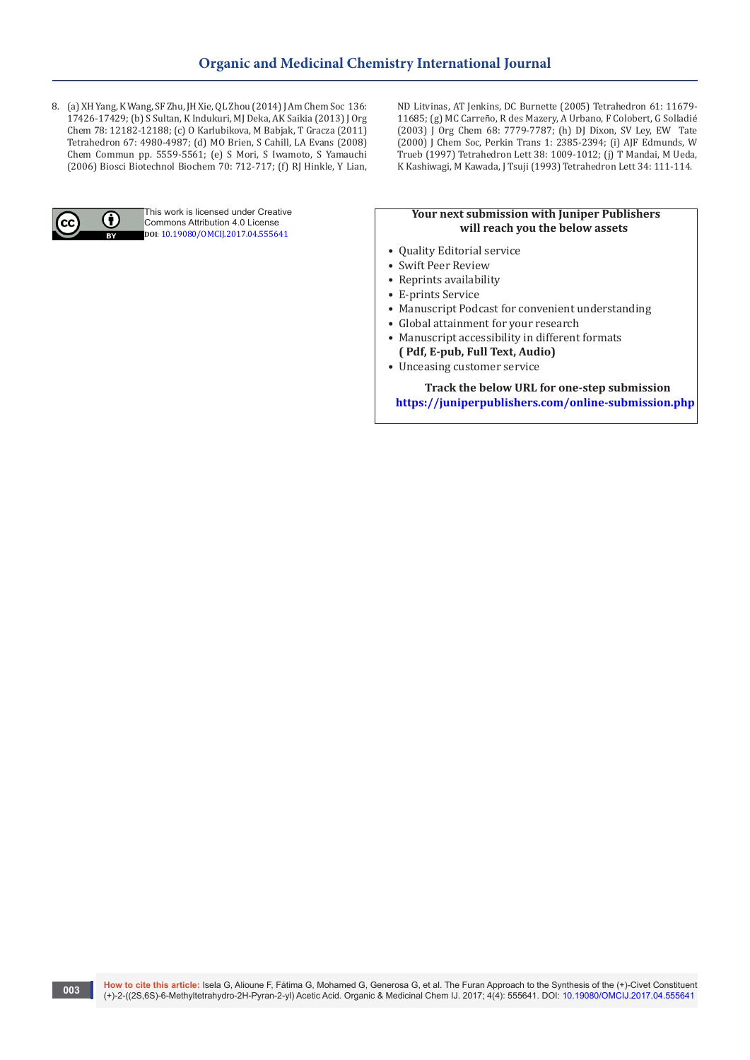8. (a) XH Yang, K Wang, SF Zhu, JH Xie, QL Zhou (2014) J Am Chem Soc 136: 17426-17429; (b) S Sultan, K Indukuri, MJ Deka, AK Saikia (2013) J Org Chem 78: 12182-12188; (c) O Karlubikova, M Babjak, T Gracza (2011) Tetrahedron 67: 4980-4987; (d) MO Brien, S Cahill, LA Evans (2008) Chem Commun pp. 5559-5561; (e) S Mori, S Iwamoto, S Yamauchi (2006) Biosci Biotechnol Biochem 70: 712-717; (f) RJ Hinkle, Y Lian, ND Litvinas, AT Jenkins, DC Burnette (2005) Tetrahedron 61: 11679-11685; (g) MC Carreño, R des Mazery, A Urbano, F Colobert, G Solladié (2003) J Org Chem 68: 7779-7787; (h) DJ Dixon, SV Ley, EW Tate (2000) J Chem Soc, Perkin Trans 1: 2385-2394; (i) AJF Edmunds, W Trueb (1997) Tetrahedron Lett 38: 1009-1012; (j) T Mandai, M Ueda, K Kashiwagi, M Kawada, J Tsuji (1993) Tetrahedron Lett 34: 111-114.

This work is licensed under Creative Commons Attribution 4.0 License
DOI: 10.19080/OMCIJ.2017.04.555641

**Your next submission with Juniper Publishers will reach you the below assets**

- Quality Editorial service
- Swift Peer Review
- Reprints availability
- E-prints Service
- Manuscript Podcast for convenient understanding
- Global attainment for your research
- Manuscript accessibility in different formats **( Pdf, E-pub, Full Text, Audio)**
- Unceasing customer service

**Track the below URL for one-step submission**
**https://juniperpublishers.com/online-submission.php**

**How to cite this article:** Isela G, Alioune F, Fátima G, Mohamed G, Generosa G, et al. The Furan Approach to the Synthesis of the (+)-Civet Constituent (+)-2-((2S,6S)-6-Methyltetrahydro-2H-Pyran-2-yl) Acetic Acid. Organic & Medicinal Chem IJ. 2017; 4(4): 555641. DOI: 10.19080/OMCIJ.2017.04.555641